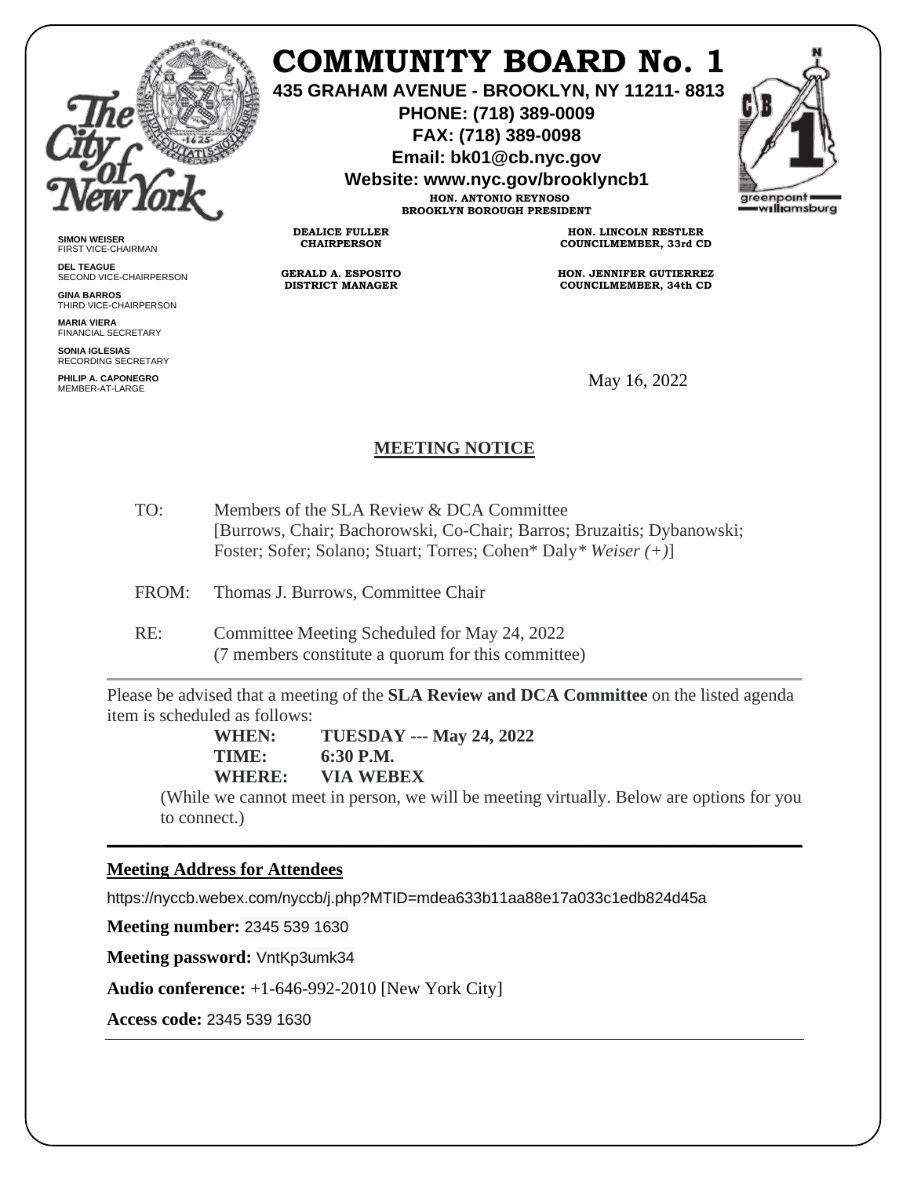# COMMUNITY BOARD No. 1

**435 GRAHAM AVENUE - BROOKLYN, NY 11211- 8813**
**PHONE: (718) 389-0009**
**FAX: (718) 389-0098**
**Email: bk01@cb.nyc.gov**
**Website: www.nyc.gov/brooklyncb1**

**HON. ANTONIO REYNOSO**
**BROOKLYN BOROUGH PRESIDENT**

**DEALICE FULLER**
**CHAIRPERSON**

**GERALD A. ESPOSITO**
**DISTRICT MANAGER**

**HON. LINCOLN RESTLER**
**COUNCILMEMBER, 33rd CD**

**HON. JENNIFER GUTIERREZ**
**COUNCILMEMBER, 34th CD**

**SIMON WEISER**
FIRST VICE-CHAIRMAN

**DEL TEAGUE**
SECOND VICE-CHAIRPERSON

**GINA BARROS**
THIRD VICE-CHAIRPERSON

**MARIA VIERA**
FINANCIAL SECRETARY

**SONIA IGLESIAS**
RECORDING SECRETARY

**PHILIP A. CAPONEGRO**
MEMBER-AT-LARGE

May 16, 2022

## MEETING NOTICE

TO: Members of the SLA Review & DCA Committee
[Burrows, Chair; Bachorowski, Co-Chair; Barros; Bruzaitis; Dybanowski; Foster; Sofer; Solano; Stuart; Torres; Cohen* Daly* *Weiser (+)*]

FROM: Thomas J. Burrows, Committee Chair

RE: Committee Meeting Scheduled for May 24, 2022
(7 members constitute a quorum for this committee)

---

Please be advised that a meeting of the **SLA Review and DCA Committee** on the listed agenda item is scheduled as follows:

**WHEN:** **TUESDAY --- May 24, 2022**
**TIME:** **6:30 P.M.**
**WHERE:** **VIA WEBEX**

(While we cannot meet in person, we will be meeting virtually. Below are options for you to connect.)

---

**Meeting Address for Attendees**

https://nyccb.webex.com/nyccb/j.php?MTID=mdea633b11aa88e17a033c1edb824d45a

**Meeting number:** 2345 539 1630

**Meeting password:** VntKp3umk34

**Audio conference:** +1-646-992-2010 [New York City]

**Access code:** 2345 539 1630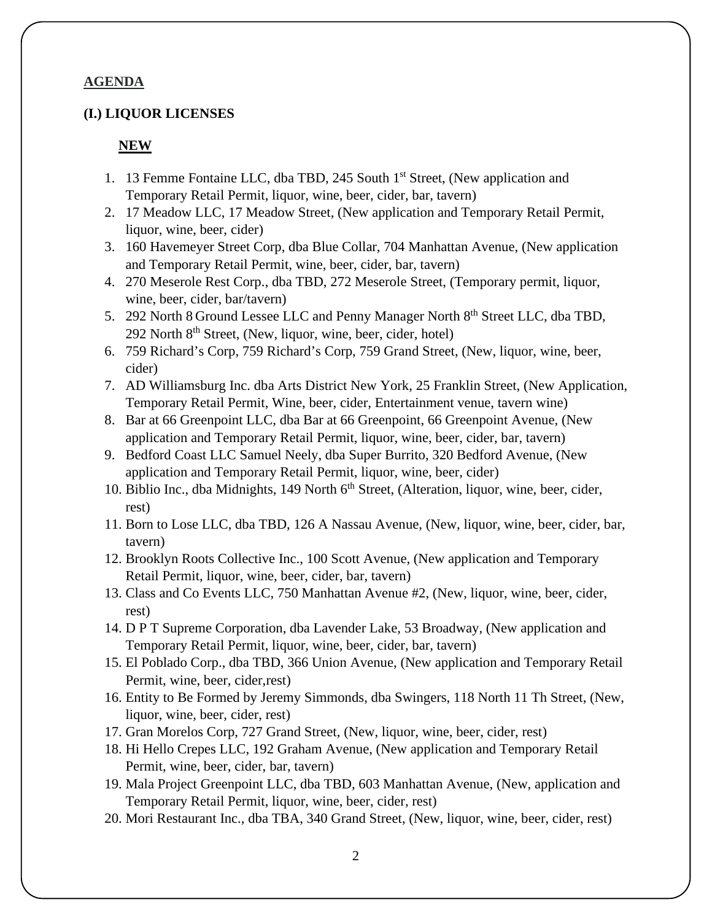**AGENDA**

**(I.) LIQUOR LICENSES**

**NEW**

1. 13 Femme Fontaine LLC, dba TBD, 245 South 1st Street, (New application and Temporary Retail Permit, liquor, wine, beer, cider, bar, tavern)
2. 17 Meadow LLC, 17 Meadow Street, (New application and Temporary Retail Permit, liquor, wine, beer, cider)
3. 160 Havemeyer Street Corp, dba Blue Collar, 704 Manhattan Avenue, (New application and Temporary Retail Permit, wine, beer, cider, bar, tavern)
4. 270 Meserole Rest Corp., dba TBD, 272 Meserole Street, (Temporary permit, liquor, wine, beer, cider, bar/tavern)
5. 292 North 8 Ground Lessee LLC and Penny Manager North 8th Street LLC, dba TBD, 292 North 8th Street, (New, liquor, wine, beer, cider, hotel)
6. 759 Richard's Corp, 759 Richard's Corp, 759 Grand Street, (New, liquor, wine, beer, cider)
7. AD Williamsburg Inc. dba Arts District New York, 25 Franklin Street, (New Application, Temporary Retail Permit, Wine, beer, cider, Entertainment venue, tavern wine)
8. Bar at 66 Greenpoint LLC, dba Bar at 66 Greenpoint, 66 Greenpoint Avenue, (New application and Temporary Retail Permit, liquor, wine, beer, cider, bar, tavern)
9. Bedford Coast LLC Samuel Neely, dba Super Burrito, 320 Bedford Avenue, (New application and Temporary Retail Permit, liquor, wine, beer, cider)
10. Biblio Inc., dba Midnights, 149 North 6th Street, (Alteration, liquor, wine, beer, cider, rest)
11. Born to Lose LLC, dba TBD, 126 A Nassau Avenue, (New, liquor, wine, beer, cider, bar, tavern)
12. Brooklyn Roots Collective Inc., 100 Scott Avenue, (New application and Temporary Retail Permit, liquor, wine, beer, cider, bar, tavern)
13. Class and Co Events LLC, 750 Manhattan Avenue #2, (New, liquor, wine, beer, cider, rest)
14. D P T Supreme Corporation, dba Lavender Lake, 53 Broadway, (New application and Temporary Retail Permit, liquor, wine, beer, cider, bar, tavern)
15. El Poblado Corp., dba TBD, 366 Union Avenue, (New application and Temporary Retail Permit, wine, beer, cider,rest)
16. Entity to Be Formed by Jeremy Simmonds, dba Swingers, 118 North 11 Th Street, (New, liquor, wine, beer, cider, rest)
17. Gran Morelos Corp, 727 Grand Street, (New, liquor, wine, beer, cider, rest)
18. Hi Hello Crepes LLC, 192 Graham Avenue, (New application and Temporary Retail Permit, wine, beer, cider, bar, tavern)
19. Mala Project Greenpoint LLC, dba TBD, 603 Manhattan Avenue, (New, application and Temporary Retail Permit, liquor, wine, beer, cider, rest)
20. Mori Restaurant Inc., dba TBA, 340 Grand Street, (New, liquor, wine, beer, cider, rest)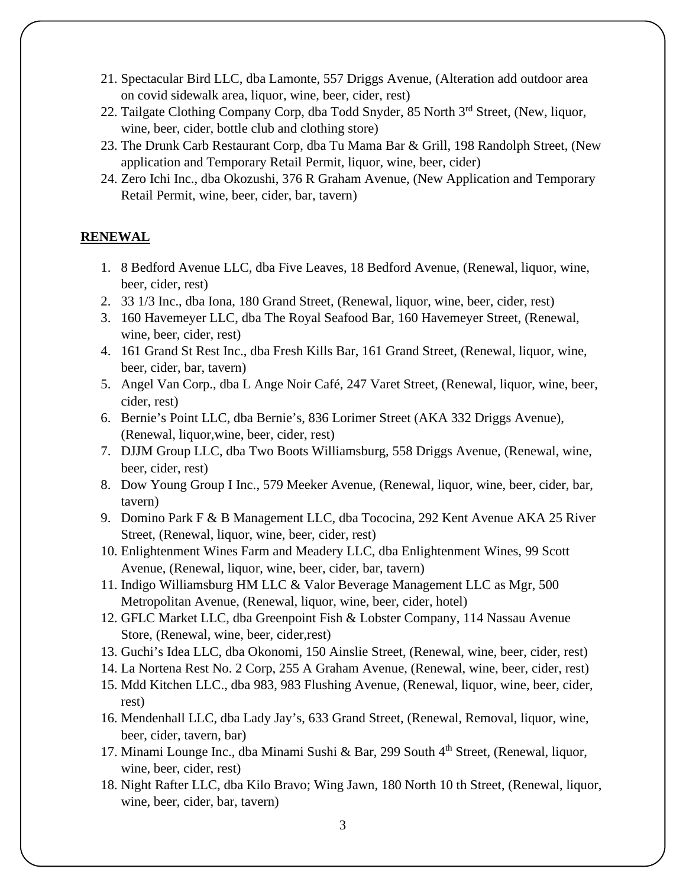21. Spectacular Bird LLC, dba Lamonte, 557 Driggs Avenue, (Alteration add outdoor area on covid sidewalk area, liquor, wine, beer, cider, rest)
22. Tailgate Clothing Company Corp, dba Todd Snyder, 85 North 3rd Street, (New, liquor, wine, beer, cider, bottle club and clothing store)
23. The Drunk Carb Restaurant Corp, dba Tu Mama Bar & Grill, 198 Randolph Street, (New application and Temporary Retail Permit, liquor, wine, beer, cider)
24. Zero Ichi Inc., dba Okozushi, 376 R Graham Avenue, (New Application and Temporary Retail Permit, wine, beer, cider, bar, tavern)

**RENEWAL**

1. 8 Bedford Avenue LLC, dba Five Leaves, 18 Bedford Avenue, (Renewal, liquor, wine, beer, cider, rest)
2. 33 1/3 Inc., dba Iona, 180 Grand Street, (Renewal, liquor, wine, beer, cider, rest)
3. 160 Havemeyer LLC, dba The Royal Seafood Bar, 160 Havemeyer Street, (Renewal, wine, beer, cider, rest)
4. 161 Grand St Rest Inc., dba Fresh Kills Bar, 161 Grand Street, (Renewal, liquor, wine, beer, cider, bar, tavern)
5. Angel Van Corp., dba L Ange Noir Café, 247 Varet Street, (Renewal, liquor, wine, beer, cider, rest)
6. Bernie's Point LLC, dba Bernie's, 836 Lorimer Street (AKA 332 Driggs Avenue), (Renewal, liquor,wine, beer, cider, rest)
7. DJJM Group LLC, dba Two Boots Williamsburg, 558 Driggs Avenue, (Renewal, wine, beer, cider, rest)
8. Dow Young Group I Inc., 579 Meeker Avenue, (Renewal, liquor, wine, beer, cider, bar, tavern)
9. Domino Park F & B Management LLC, dba Tococina, 292 Kent Avenue AKA 25 River Street, (Renewal, liquor, wine, beer, cider, rest)
10. Enlightenment Wines Farm and Meadery LLC, dba Enlightenment Wines, 99 Scott Avenue, (Renewal, liquor, wine, beer, cider, bar, tavern)
11. Indigo Williamsburg HM LLC & Valor Beverage Management LLC as Mgr, 500 Metropolitan Avenue, (Renewal, liquor, wine, beer, cider, hotel)
12. GFLC Market LLC, dba Greenpoint Fish & Lobster Company, 114 Nassau Avenue Store, (Renewal, wine, beer, cider,rest)
13. Guchi's Idea LLC, dba Okonomi, 150 Ainslie Street, (Renewal, wine, beer, cider, rest)
14. La Nortena Rest No. 2 Corp, 255 A Graham Avenue, (Renewal, wine, beer, cider, rest)
15. Mdd Kitchen LLC., dba 983, 983 Flushing Avenue, (Renewal, liquor, wine, beer, cider, rest)
16. Mendenhall LLC, dba Lady Jay's, 633 Grand Street, (Renewal, Removal, liquor, wine, beer, cider, tavern, bar)
17. Minami Lounge Inc., dba Minami Sushi & Bar, 299 South 4th Street, (Renewal, liquor, wine, beer, cider, rest)
18. Night Rafter LLC, dba Kilo Bravo; Wing Jawn, 180 North 10 th Street, (Renewal, liquor, wine, beer, cider, bar, tavern)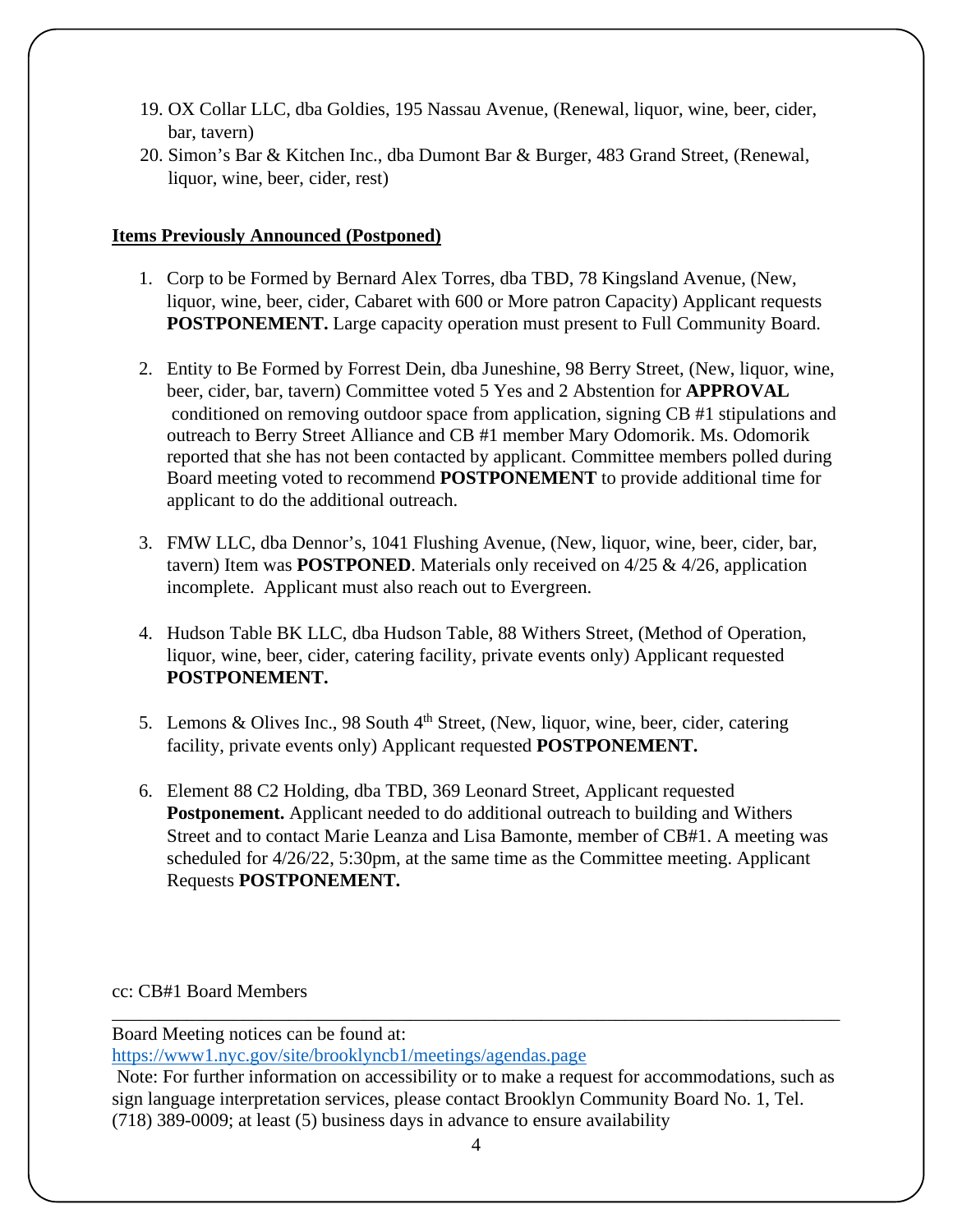19. OX Collar LLC, dba Goldies, 195 Nassau Avenue, (Renewal, liquor, wine, beer, cider, bar, tavern)
20. Simon's Bar & Kitchen Inc., dba Dumont Bar & Burger, 483 Grand Street, (Renewal, liquor, wine, beer, cider, rest)

**Items Previously Announced (Postponed)**

1. Corp to be Formed by Bernard Alex Torres, dba TBD, 78 Kingsland Avenue, (New, liquor, wine, beer, cider, Cabaret with 600 or More patron Capacity) Applicant requests **POSTPONEMENT.** Large capacity operation must present to Full Community Board.

2. Entity to Be Formed by Forrest Dein, dba Juneshine, 98 Berry Street, (New, liquor, wine, beer, cider, bar, tavern) Committee voted 5 Yes and 2 Abstention for **APPROVAL** conditioned on removing outdoor space from application, signing CB #1 stipulations and outreach to Berry Street Alliance and CB #1 member Mary Odomorik. Ms. Odomorik reported that she has not been contacted by applicant. Committee members polled during Board meeting voted to recommend **POSTPONEMENT** to provide additional time for applicant to do the additional outreach.

3. FMW LLC, dba Dennor's, 1041 Flushing Avenue, (New, liquor, wine, beer, cider, bar, tavern) Item was **POSTPONED**. Materials only received on 4/25 & 4/26, application incomplete. Applicant must also reach out to Evergreen.

4. Hudson Table BK LLC, dba Hudson Table, 88 Withers Street, (Method of Operation, liquor, wine, beer, cider, catering facility, private events only) Applicant requested **POSTPONEMENT.**

5. Lemons & Olives Inc., 98 South 4th Street, (New, liquor, wine, beer, cider, catering facility, private events only) Applicant requested **POSTPONEMENT.**

6. Element 88 C2 Holding, dba TBD, 369 Leonard Street, Applicant requested **Postponement.** Applicant needed to do additional outreach to building and Withers Street and to contact Marie Leanza and Lisa Bamonte, member of CB#1. A meeting was scheduled for 4/26/22, 5:30pm, at the same time as the Committee meeting. Applicant Requests **POSTPONEMENT.**

cc: CB#1 Board Members

---

Board Meeting notices can be found at:
https://www1.nyc.gov/site/brooklyncb1/meetings/agendas.page
Note: For further information on accessibility or to make a request for accommodations, such as sign language interpretation services, please contact Brooklyn Community Board No. 1, Tel. (718) 389-0009; at least (5) business days in advance to ensure availability